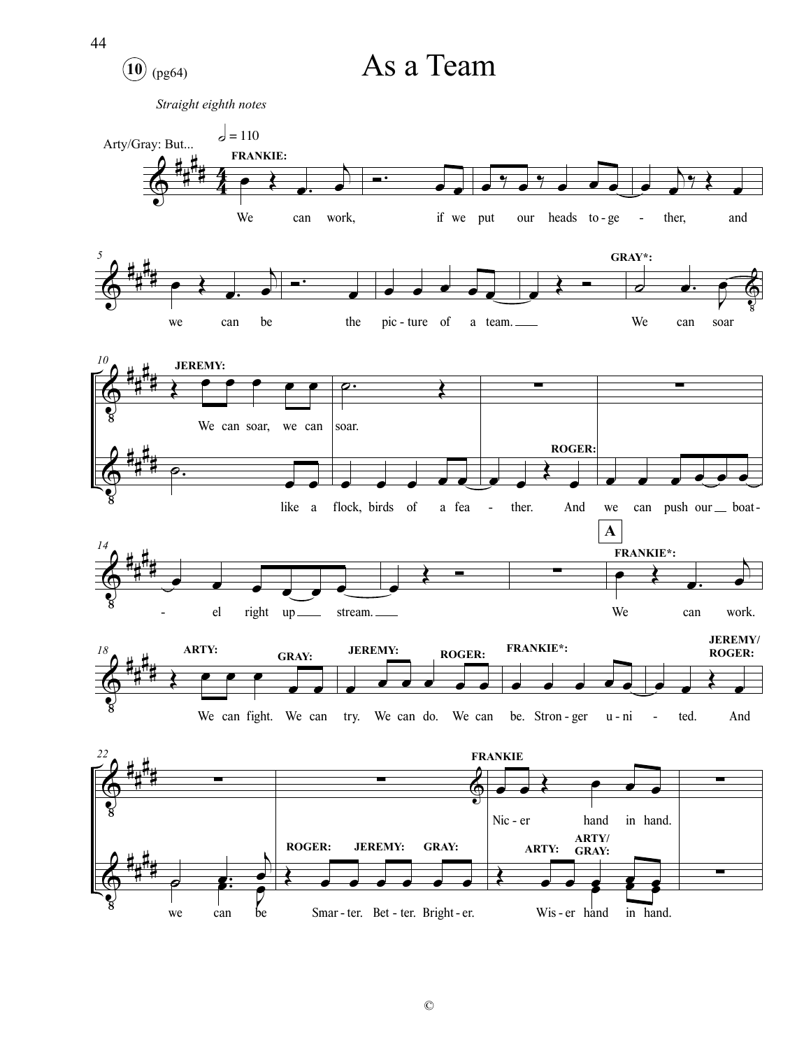# As a Team

10 (pg64)

*Straight eighth notes*

Arty/Gray: But...

𝅗𝅥 = 110

**FRANKIE:**

We can work, if we put our heads to-ge - ther, and

we can be the pic-ture of a team.

**GRAY*:**

We can soar

**JEREMY:**

We can soar, we can soar.

like a flock, birds of a fea - ther.

**ROGER:**

And we can push our boat - el right up stream.

**A**

**FRANKIE*:**

We can work.

**ARTY:** We can fight. **GRAY:** We can try. **JEREMY:** We can do. **ROGER:** We can be. **FRANKIE*:** Stron-ger u-ni - ted. **JEREMY/ ROGER:** And

we can be

**ROGER:** Smar-ter. **JEREMY:** Bet-ter. **GRAY:** Bright-er.

**FRANKIE**

Nic-er hand in hand.

**ARTY:** Wis-er **ARTY/ GRAY:** hand in hand.

©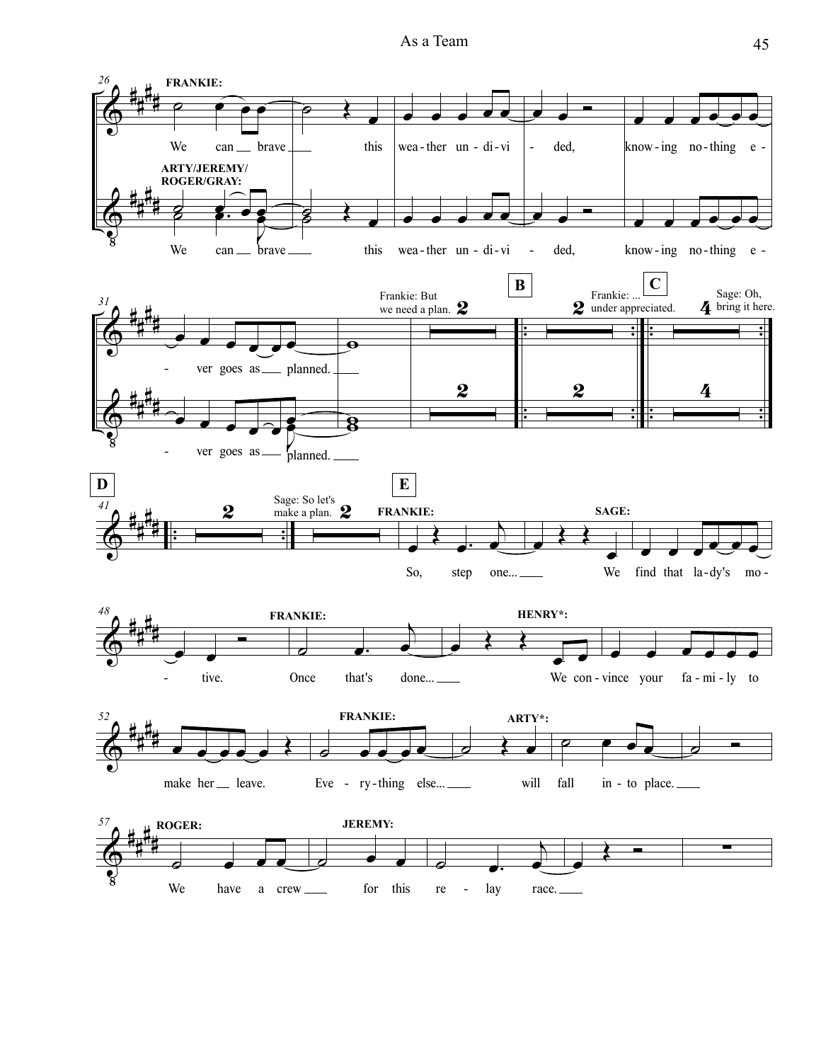# As a Team

**FRANKIE:**

We can brave this weather undivided, knowing nothing ever goes as planned.

**ARTY/JEREMY/ROGER/GRAY:**

We can brave this weather undivided, knowing nothing ever goes as planned.

Frankie: But we need a plan.

**B**

Frankie: ... under appreciated.

**C**

Sage: Oh, bring it here.

**D**

Sage: So let's make a plan.

**E**

**FRANKIE:** So, step one...

**SAGE:** We find that lady's motive.

**FRANKIE:** Once that's done...

**HENRY*:** We convince your family to make her leave.

**FRANKIE:** Everything else...

**ARTY*:** will fall into place.

**ROGER:** We have a crew

**JEREMY:** for this relay race.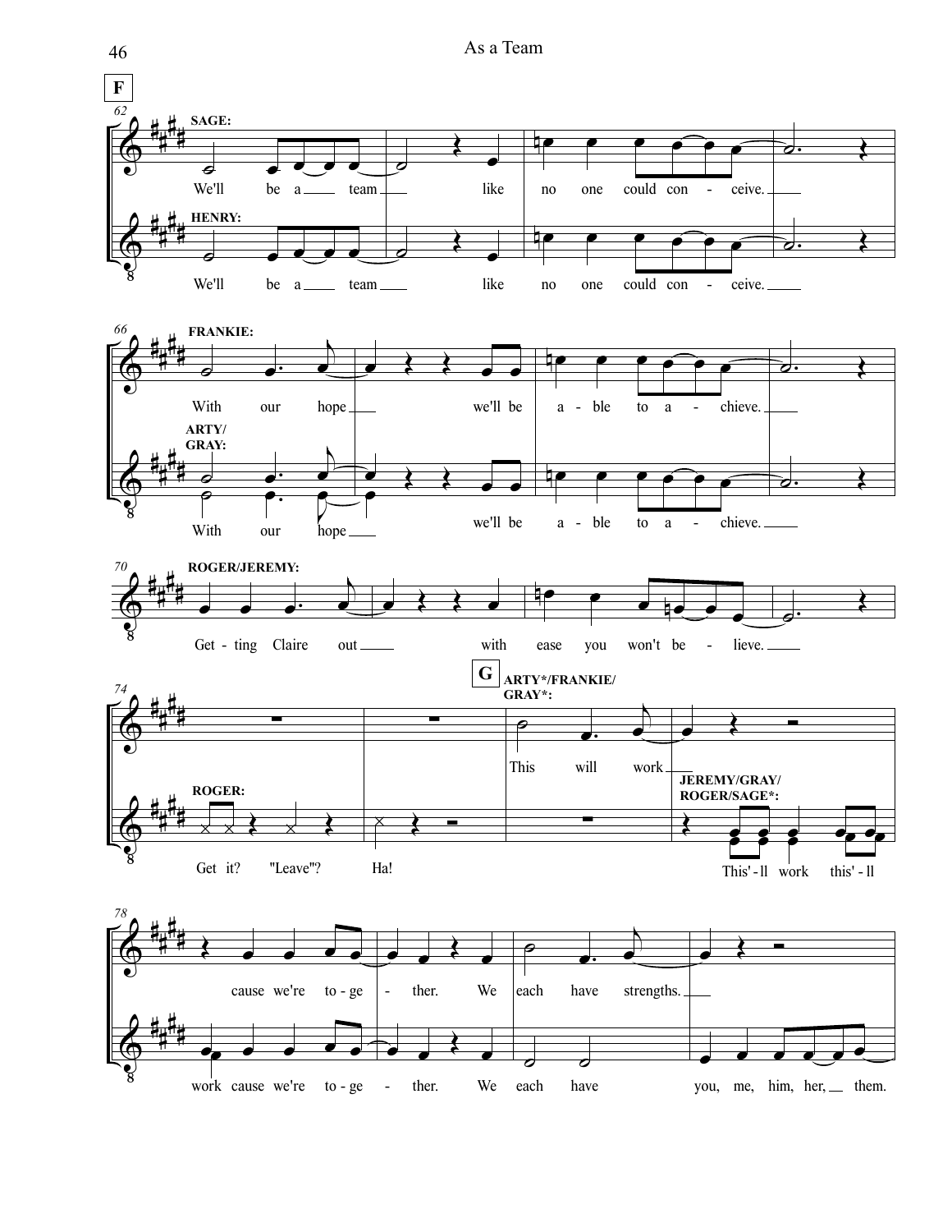## As a Team

**F**

**SAGE:** We'll be a team like no one could conceive.

**HENRY:** We'll be a team like no one could conceive.

**FRANKIE:** With our hope we'll be able to achieve.

**ARTY/ GRAY:** With our hope we'll be able to achieve.

**ROGER/JEREMY:** Getting Claire out with ease you won't believe.

**ROGER:** Get it? "Leave"? Ha!

**G**

**ARTY*/FRANKIE/ GRAY*:** This will work cause we're together. We each have strengths.

**JEREMY/GRAY/ ROGER/SAGE*:** This'll work this'll work cause we're together. We each have you, me, him, her, them.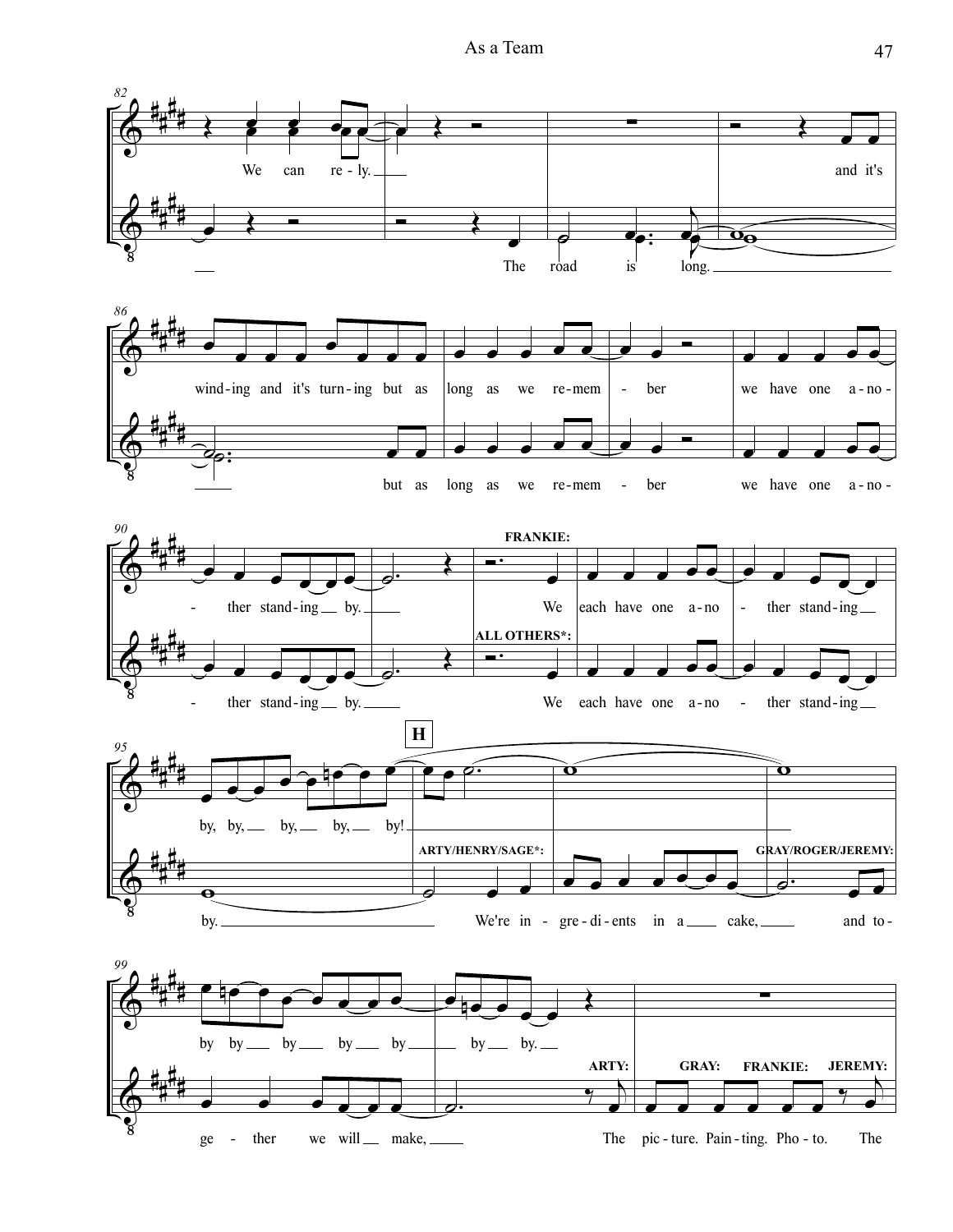82

We can re - ly.

The road is long.

and it's

86

wind - ing and it's turn - ing but as long as we re - mem - ber we have one a - no -

but as long as we re - mem - ber we have one a - no -

90

**FRANKIE:**

- ther stand - ing by. We each have one a - no - ther stand - ing

**ALL OTHERS\*:**

- ther stand - ing by. We each have one a - no - ther stand - ing

95

**H**

by, by, by, by, by!

by.

**ARTY/HENRY/SAGE\*:**

We're in - gre - di - ents in a cake,

**GRAY/ROGER/JEREMY:**

and to -

99

by by by by by by by.

ge - ther we will make,

**ARTY:** The **GRAY:** pic - ture. **FRANKIE:** Pain - ting. **JEREMY:** Pho - to. The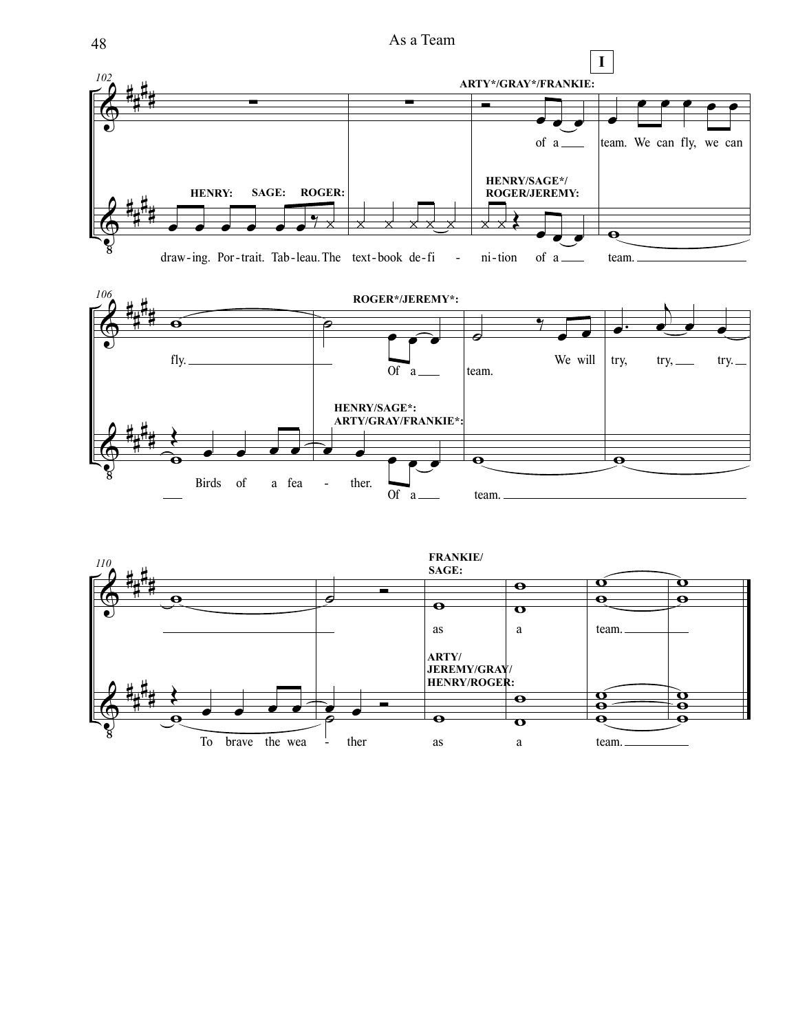**I**

102

ARTY*/GRAY*/FRANKIE:

of a team. We can fly, we can

HENRY: SAGE: ROGER:

HENRY/SAGE*/ ROGER/JEREMY:

draw-ing. Por-trait. Tab-leau. The text-book de-fi-ni-tion of a team.

106

ROGER*/JEREMY*:

fly. Of a team. We will try, try, try.

HENRY/SAGE*: ARTY/GRAY/FRANKIE*:

Birds of a fea-ther. Of a team.

110

FRANKIE/ SAGE:

as a team.

ARTY/ JEREMY/GRAY/ HENRY/ROGER:

To brave the wea-ther as a team.